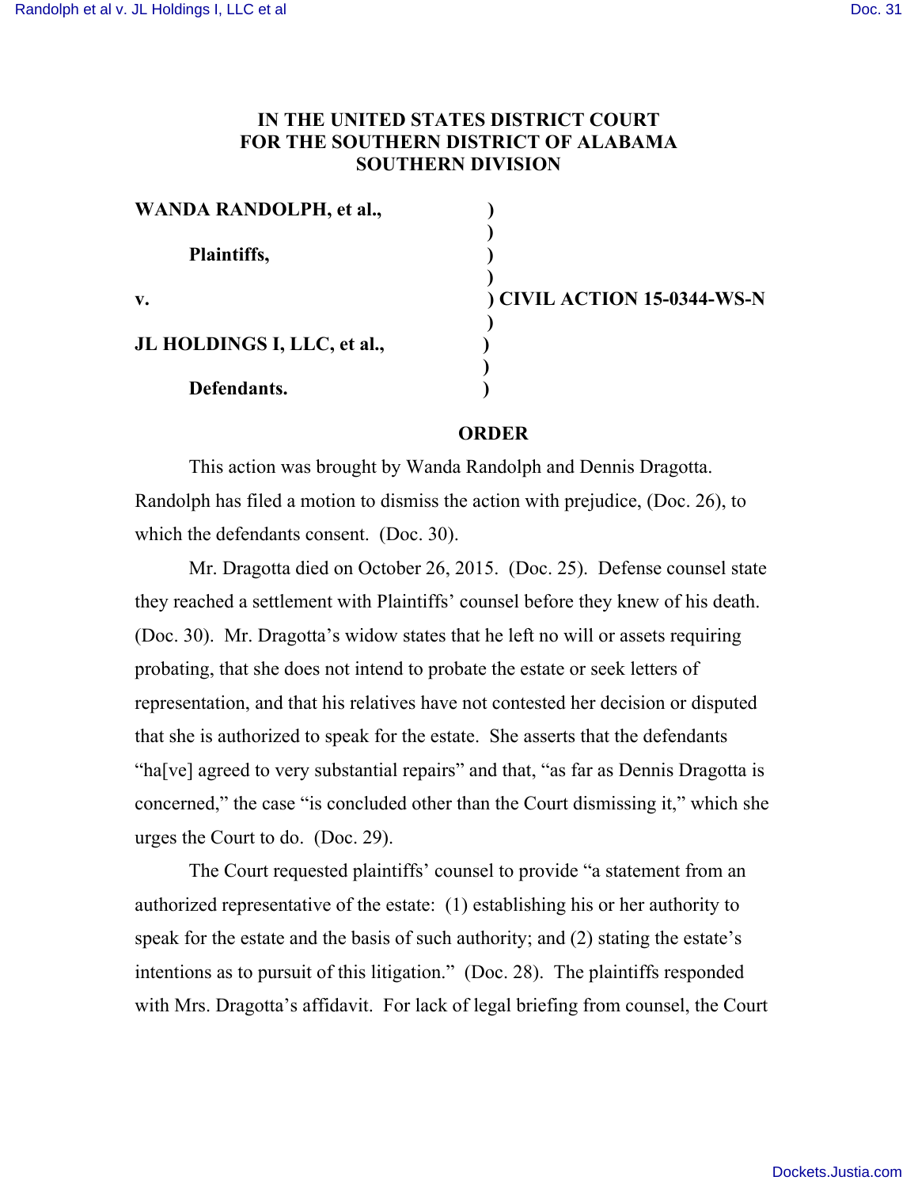**IN THE UNITED STATES DISTRICT COURT FOR THE SOUTHERN DISTRICT OF ALABAMA SOUTHERN DIVISION**

| | | |
|---|---|---|
| **WANDA RANDOLPH, et al.,** | ) | |
| | ) | |
| **Plaintiffs,** | ) | |
| | ) | |
| **v.** | ) | **CIVIL ACTION 15-0344-WS-N** |
| | ) | |
| **JL HOLDINGS I, LLC, et al.,** | ) | |
| | ) | |
| **Defendants.** | ) | |

## ORDER

This action was brought by Wanda Randolph and Dennis Dragotta. Randolph has filed a motion to dismiss the action with prejudice, (Doc. 26), to which the defendants consent. (Doc. 30).

Mr. Dragotta died on October 26, 2015. (Doc. 25). Defense counsel state they reached a settlement with Plaintiffs' counsel before they knew of his death. (Doc. 30). Mr. Dragotta's widow states that he left no will or assets requiring probating, that she does not intend to probate the estate or seek letters of representation, and that his relatives have not contested her decision or disputed that she is authorized to speak for the estate. She asserts that the defendants "ha[ve] agreed to very substantial repairs" and that, "as far as Dennis Dragotta is concerned," the case "is concluded other than the Court dismissing it," which she urges the Court to do. (Doc. 29).

The Court requested plaintiffs' counsel to provide "a statement from an authorized representative of the estate: (1) establishing his or her authority to speak for the estate and the basis of such authority; and (2) stating the estate's intentions as to pursuit of this litigation." (Doc. 28). The plaintiffs responded with Mrs. Dragotta's affidavit. For lack of legal briefing from counsel, the Court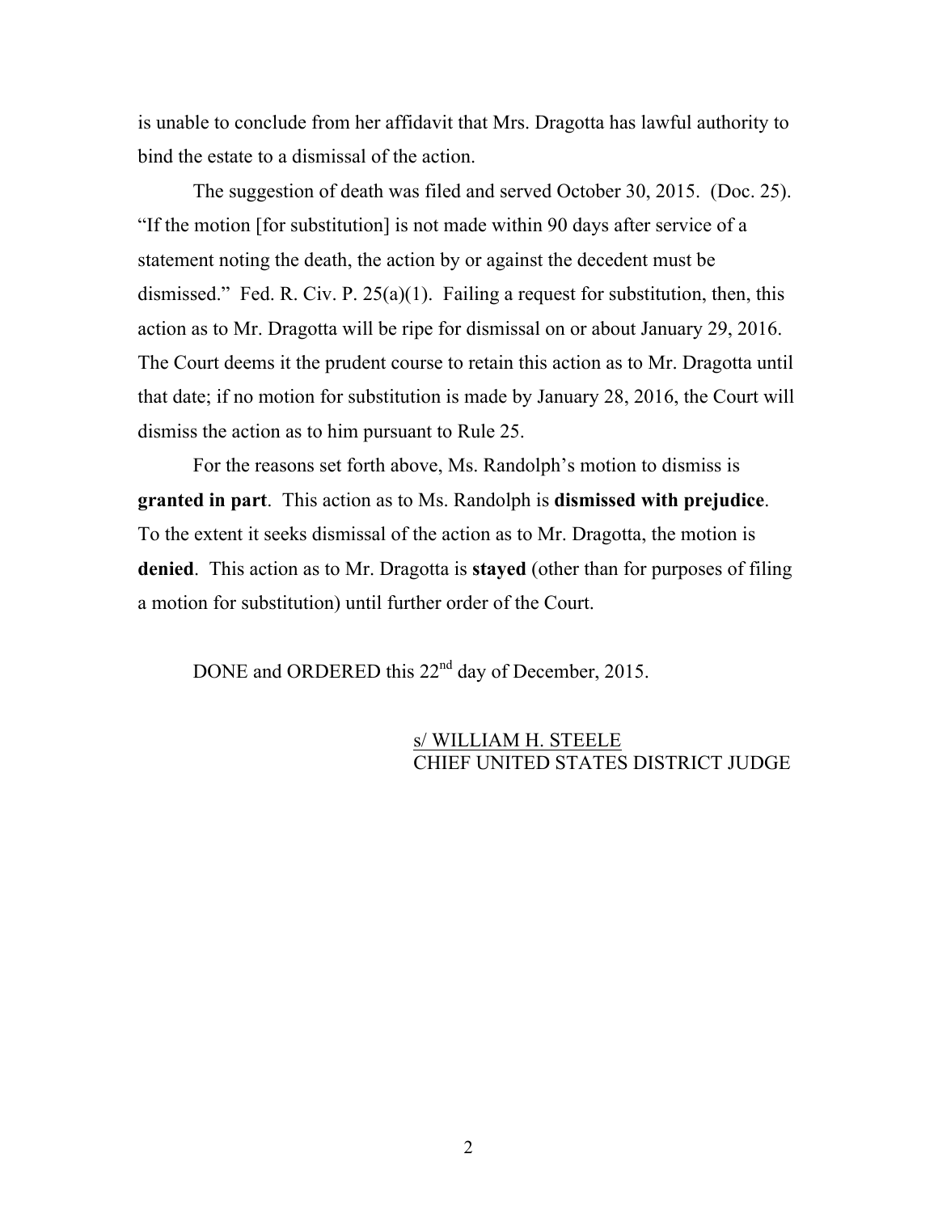is unable to conclude from her affidavit that Mrs. Dragotta has lawful authority to bind the estate to a dismissal of the action.

The suggestion of death was filed and served October 30, 2015. (Doc. 25). "If the motion [for substitution] is not made within 90 days after service of a statement noting the death, the action by or against the decedent must be dismissed." Fed. R. Civ. P. 25(a)(1). Failing a request for substitution, then, this action as to Mr. Dragotta will be ripe for dismissal on or about January 29, 2016. The Court deems it the prudent course to retain this action as to Mr. Dragotta until that date; if no motion for substitution is made by January 28, 2016, the Court will dismiss the action as to him pursuant to Rule 25.

For the reasons set forth above, Ms. Randolph's motion to dismiss is **granted in part**. This action as to Ms. Randolph is **dismissed with prejudice**. To the extent it seeks dismissal of the action as to Mr. Dragotta, the motion is **denied**. This action as to Mr. Dragotta is **stayed** (other than for purposes of filing a motion for substitution) until further order of the Court.

DONE and ORDERED this 22nd day of December, 2015.

s/ WILLIAM H. STEELE
CHIEF UNITED STATES DISTRICT JUDGE